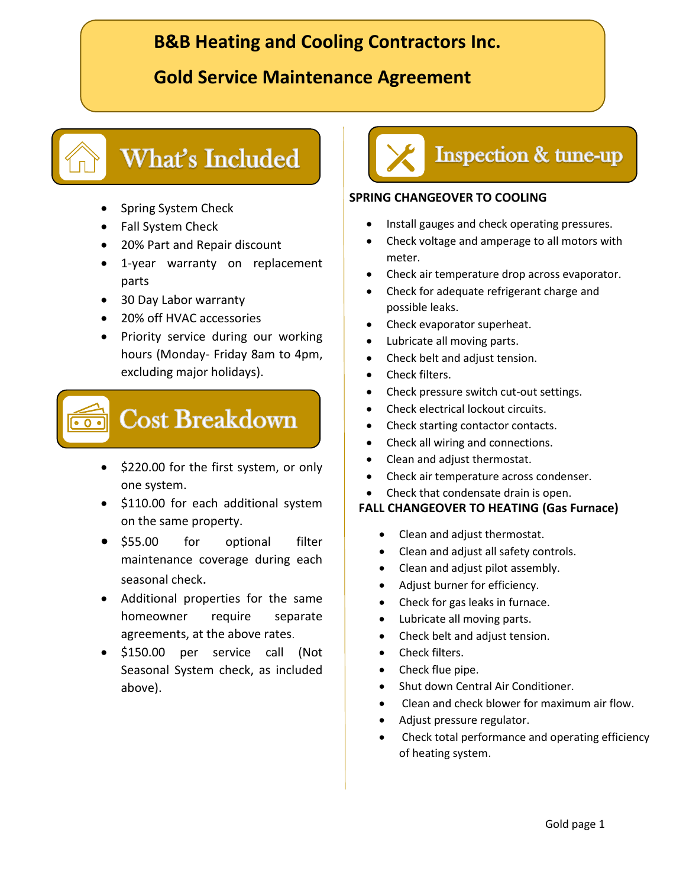# B&B Heating and Cooling Contractors Inc.

# Gold Service Maintenance Agreement

## What's Included

- Spring System Check
- Fall System Check
- 20% Part and Repair discount
- 1-year warranty on replacement parts
- 30 Day Labor warranty
- 20% off HVAC accessories
- Priority service during our working hours (Monday- Friday 8am to 4pm, excluding major holidays).

## Cost Breakdown

- $220.00 for the first system, or only one system.
- $110.00 for each additional system on the same property.
- $55.00 for optional filter maintenance coverage during each seasonal check.
- Additional properties for the same homeowner require separate agreements, at the above rates.
- $150.00 per service call (Not Seasonal System check, as included above).

## Inspection & tune-up

**SPRING CHANGEOVER TO COOLING**

- Install gauges and check operating pressures.
- Check voltage and amperage to all motors with meter.
- Check air temperature drop across evaporator.
- Check for adequate refrigerant charge and possible leaks.
- Check evaporator superheat.
- Lubricate all moving parts.
- Check belt and adjust tension.
- Check filters.
- Check pressure switch cut-out settings.
- Check electrical lockout circuits.
- Check starting contactor contacts.
- Check all wiring and connections.
- Clean and adjust thermostat.
- Check air temperature across condenser.
- Check that condensate drain is open.

**FALL CHANGEOVER TO HEATING (Gas Furnace)**

- Clean and adjust thermostat.
- Clean and adjust all safety controls.
- Clean and adjust pilot assembly.
- Adjust burner for efficiency.
- Check for gas leaks in furnace.
- Lubricate all moving parts.
- Check belt and adjust tension.
- Check filters.
- Check flue pipe.
- Shut down Central Air Conditioner.
- Clean and check blower for maximum air flow.
- Adjust pressure regulator.
- Check total performance and operating efficiency of heating system.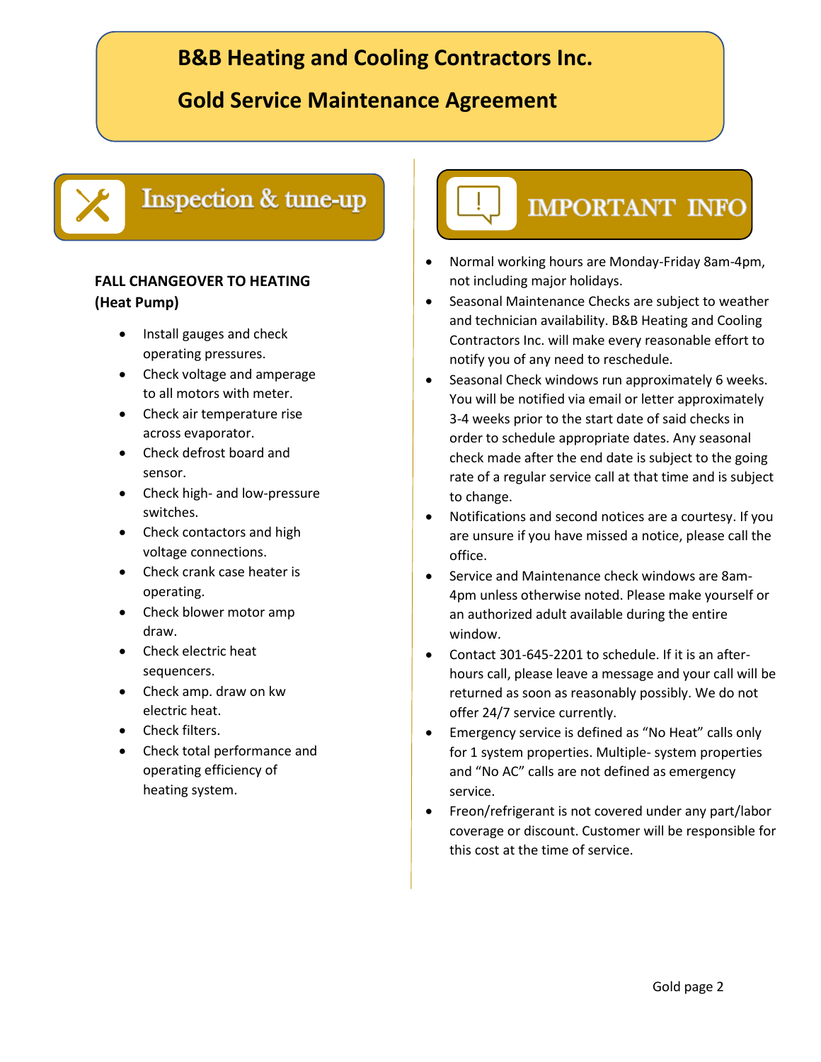# B&B Heating and Cooling Contractors Inc.

# Gold Service Maintenance Agreement

## Inspection & tune-up

**FALL CHANGEOVER TO HEATING (Heat Pump)**

- Install gauges and check operating pressures.
- Check voltage and amperage to all motors with meter.
- Check air temperature rise across evaporator.
- Check defrost board and sensor.
- Check high- and low-pressure switches.
- Check contactors and high voltage connections.
- Check crank case heater is operating.
- Check blower motor amp draw.
- Check electric heat sequencers.
- Check amp. draw on kw electric heat.
- Check filters.
- Check total performance and operating efficiency of heating system.

## IMPORTANT INFO

- Normal working hours are Monday-Friday 8am-4pm, not including major holidays.
- Seasonal Maintenance Checks are subject to weather and technician availability. B&B Heating and Cooling Contractors Inc. will make every reasonable effort to notify you of any need to reschedule.
- Seasonal Check windows run approximately 6 weeks. You will be notified via email or letter approximately 3-4 weeks prior to the start date of said checks in order to schedule appropriate dates. Any seasonal check made after the end date is subject to the going rate of a regular service call at that time and is subject to change.
- Notifications and second notices are a courtesy. If you are unsure if you have missed a notice, please call the office.
- Service and Maintenance check windows are 8am-4pm unless otherwise noted. Please make yourself or an authorized adult available during the entire window.
- Contact 301-645-2201 to schedule. If it is an after-hours call, please leave a message and your call will be returned as soon as reasonably possibly. We do not offer 24/7 service currently.
- Emergency service is defined as "No Heat" calls only for 1 system properties. Multiple- system properties and "No AC" calls are not defined as emergency service.
- Freon/refrigerant is not covered under any part/labor coverage or discount. Customer will be responsible for this cost at the time of service.